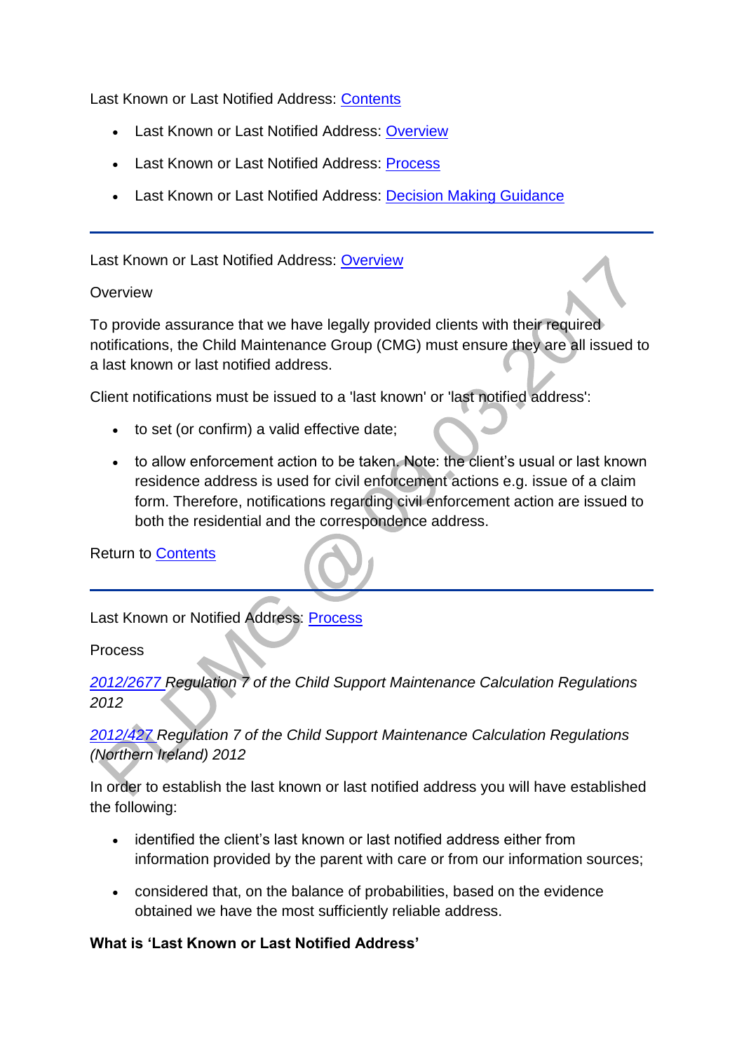Last Known or Last Notified Address: Contents

- Last Known or Last Notified Address: Overview
- Last Known or Last Notified Address: Process
- Last Known or Last Notified Address: Decision Making Guidance

---

Last Known or Last Notified Address: Overview

Overview

To provide assurance that we have legally provided clients with their required notifications, the Child Maintenance Group (CMG) must ensure they are all issued to a last known or last notified address.

Client notifications must be issued to a 'last known' or 'last notified address':

- to set (or confirm) a valid effective date;
- to allow enforcement action to be taken. Note: the client's usual or last known residence address is used for civil enforcement actions e.g. issue of a claim form. Therefore, notifications regarding civil enforcement action are issued to both the residential and the correspondence address.

Return to Contents

---

Last Known or Notified Address: Process

Process

*2012/2677 Regulation 7 of the Child Support Maintenance Calculation Regulations 2012*

*2012/427 Regulation 7 of the Child Support Maintenance Calculation Regulations (Northern Ireland) 2012*

In order to establish the last known or last notified address you will have established the following:

- identified the client's last known or last notified address either from information provided by the parent with care or from our information sources;
- considered that, on the balance of probabilities, based on the evidence obtained we have the most sufficiently reliable address.

**What is 'Last Known or Last Notified Address'**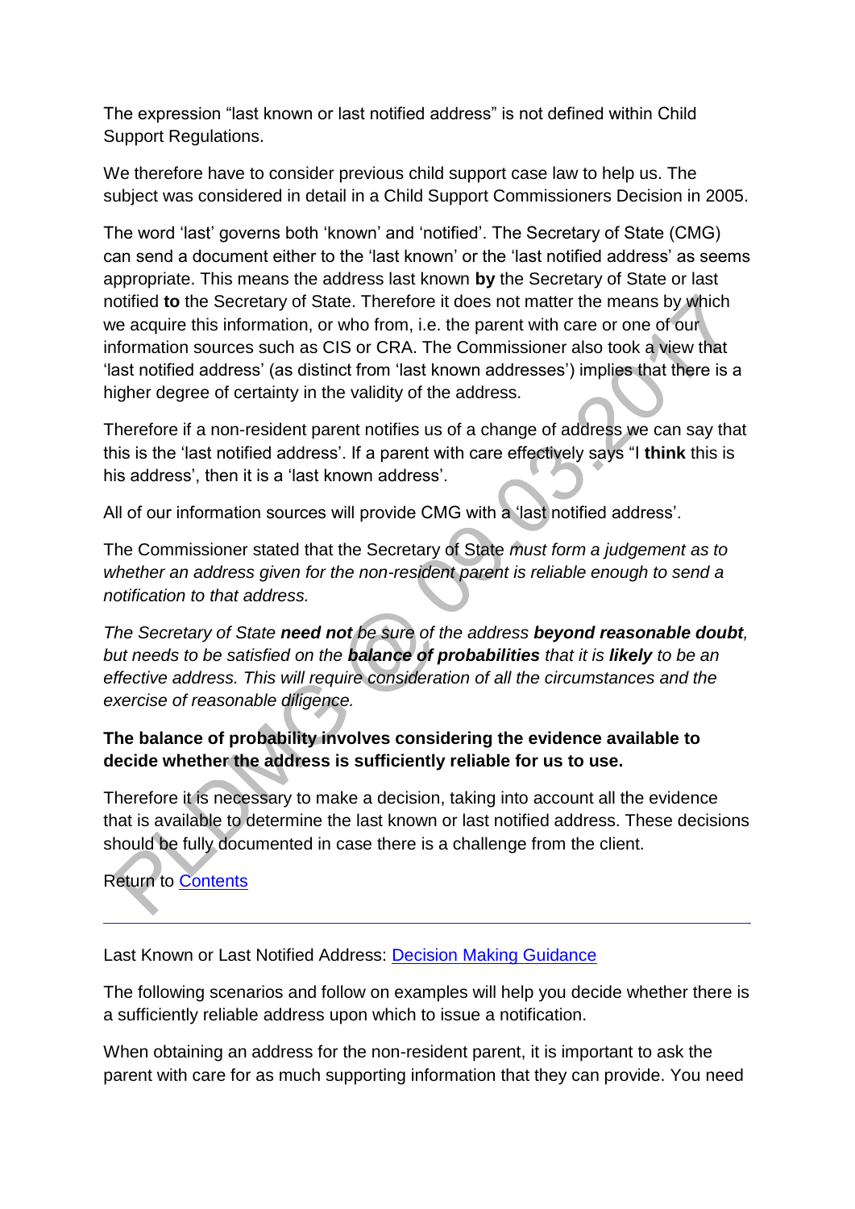The expression “last known or last notified address” is not defined within Child Support Regulations.

We therefore have to consider previous child support case law to help us. The subject was considered in detail in a Child Support Commissioners Decision in 2005.

The word ‘last’ governs both ‘known’ and ‘notified’. The Secretary of State (CMG) can send a document either to the ‘last known’ or the ‘last notified address’ as seems appropriate. This means the address last known **by** the Secretary of State or last notified **to** the Secretary of State. Therefore it does not matter the means by which we acquire this information, or who from, i.e. the parent with care or one of our information sources such as CIS or CRA. The Commissioner also took a view that ‘last notified address’ (as distinct from ‘last known addresses’) implies that there is a higher degree of certainty in the validity of the address.

Therefore if a non-resident parent notifies us of a change of address we can say that this is the ‘last notified address’. If a parent with care effectively says “I **think** this is his address’, then it is a ‘last known address’.

All of our information sources will provide CMG with a ‘last notified address’.

The Commissioner stated that the Secretary of State *must form a judgement as to whether an address given for the non-resident parent is reliable enough to send a notification to that address.*

*The Secretary of State **need not** be sure of the address **beyond reasonable doubt**, but needs to be satisfied on the **balance of probabilities** that it is **likely** to be an effective address. This will require consideration of all the circumstances and the exercise of reasonable diligence.*

**The balance of probability involves considering the evidence available to decide whether the address is sufficiently reliable for us to use.**

Therefore it is necessary to make a decision, taking into account all the evidence that is available to determine the last known or last notified address. These decisions should be fully documented in case there is a challenge from the client.

Return to [Contents]

---

Last Known or Last Notified Address: [Decision Making Guidance]

The following scenarios and follow on examples will help you decide whether there is a sufficiently reliable address upon which to issue a notification.

When obtaining an address for the non-resident parent, it is important to ask the parent with care for as much supporting information that they can provide. You need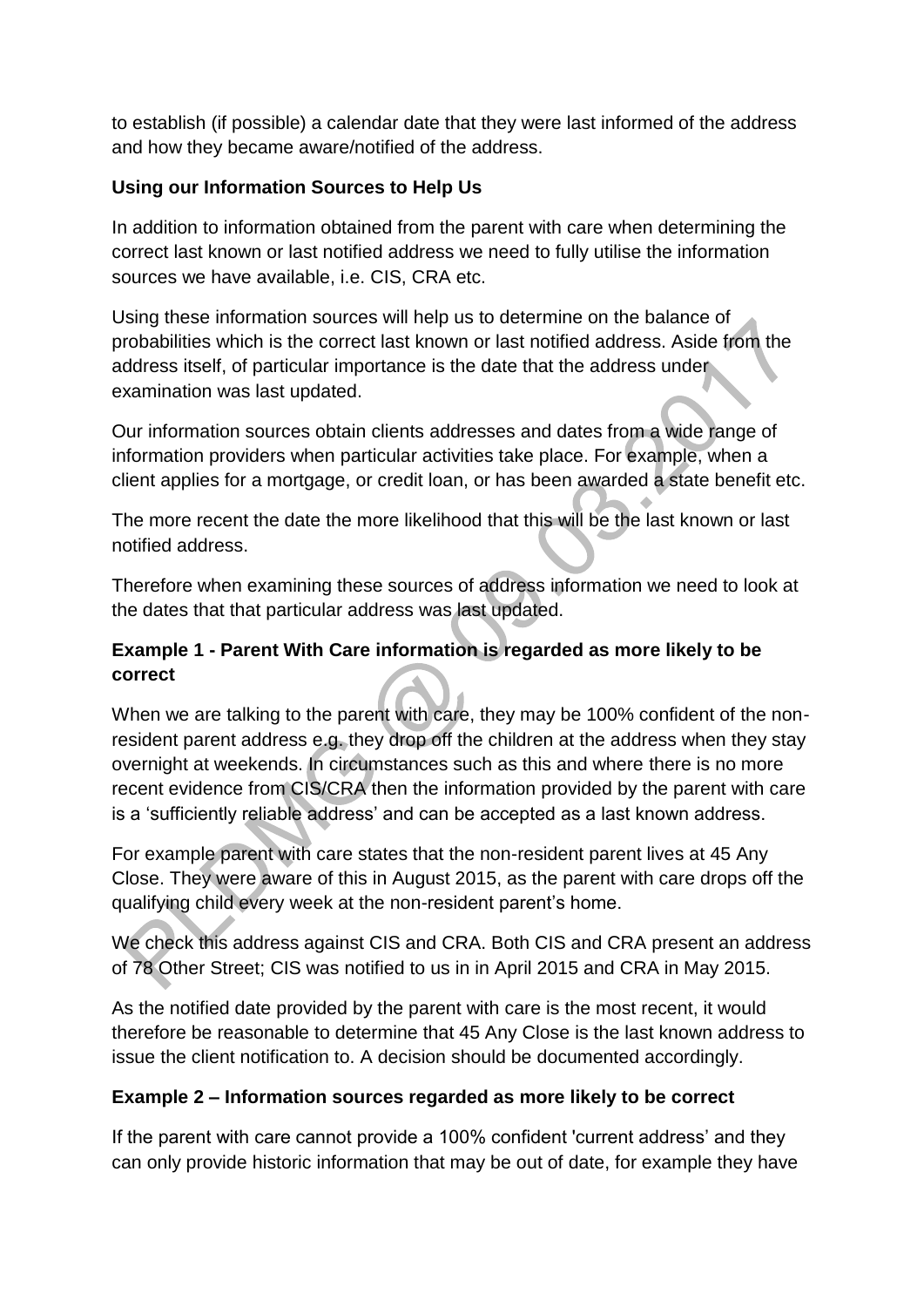to establish (if possible) a calendar date that they were last informed of the address and how they became aware/notified of the address.

**Using our Information Sources to Help Us**

In addition to information obtained from the parent with care when determining the correct last known or last notified address we need to fully utilise the information sources we have available, i.e. CIS, CRA etc.

Using these information sources will help us to determine on the balance of probabilities which is the correct last known or last notified address. Aside from the address itself, of particular importance is the date that the address under examination was last updated.

Our information sources obtain clients addresses and dates from a wide range of information providers when particular activities take place. For example, when a client applies for a mortgage, or credit loan, or has been awarded a state benefit etc.

The more recent the date the more likelihood that this will be the last known or last notified address.

Therefore when examining these sources of address information we need to look at the dates that that particular address was last updated.

**Example 1 - Parent With Care information is regarded as more likely to be correct**

When we are talking to the parent with care, they may be 100% confident of the non-resident parent address e.g. they drop off the children at the address when they stay overnight at weekends. In circumstances such as this and where there is no more recent evidence from CIS/CRA then the information provided by the parent with care is a 'sufficiently reliable address' and can be accepted as a last known address.

For example parent with care states that the non-resident parent lives at 45 Any Close. They were aware of this in August 2015, as the parent with care drops off the qualifying child every week at the non-resident parent's home.

We check this address against CIS and CRA. Both CIS and CRA present an address of 78 Other Street; CIS was notified to us in in April 2015 and CRA in May 2015.

As the notified date provided by the parent with care is the most recent, it would therefore be reasonable to determine that 45 Any Close is the last known address to issue the client notification to. A decision should be documented accordingly.

**Example 2 – Information sources regarded as more likely to be correct**

If the parent with care cannot provide a 100% confident 'current address' and they can only provide historic information that may be out of date, for example they have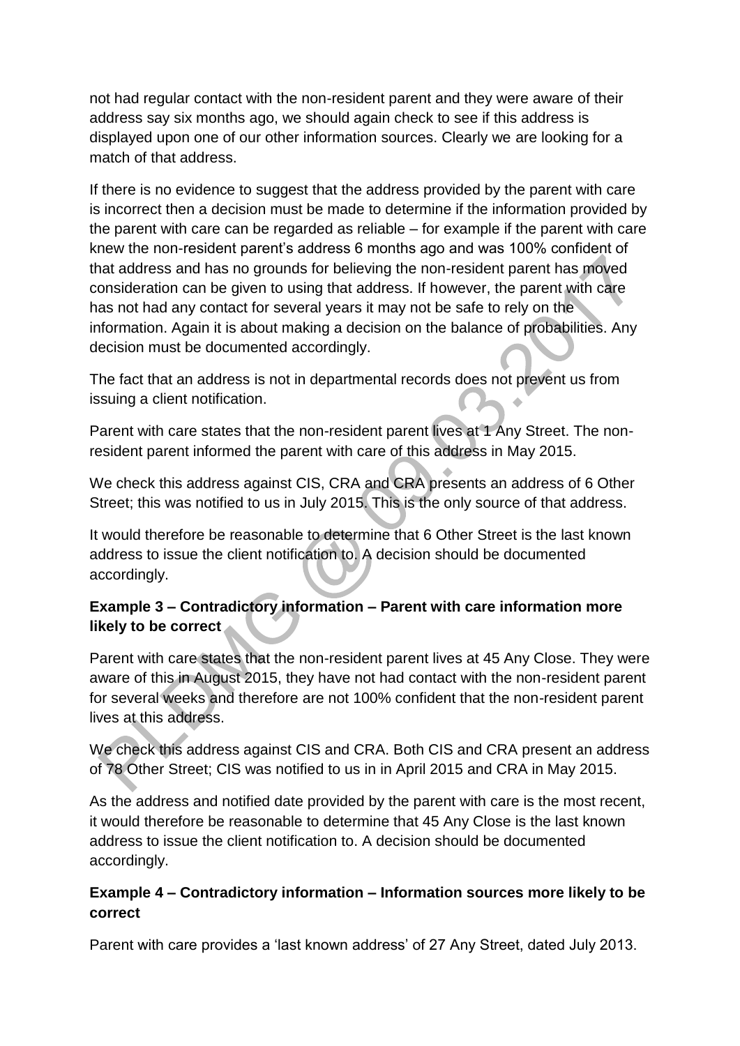not had regular contact with the non-resident parent and they were aware of their address say six months ago, we should again check to see if this address is displayed upon one of our other information sources. Clearly we are looking for a match of that address.

If there is no evidence to suggest that the address provided by the parent with care is incorrect then a decision must be made to determine if the information provided by the parent with care can be regarded as reliable – for example if the parent with care knew the non-resident parent's address 6 months ago and was 100% confident of that address and has no grounds for believing the non-resident parent has moved consideration can be given to using that address. If however, the parent with care has not had any contact for several years it may not be safe to rely on the information. Again it is about making a decision on the balance of probabilities. Any decision must be documented accordingly.

The fact that an address is not in departmental records does not prevent us from issuing a client notification.

Parent with care states that the non-resident parent lives at 1 Any Street. The non-resident parent informed the parent with care of this address in May 2015.

We check this address against CIS, CRA and CRA presents an address of 6 Other Street; this was notified to us in July 2015. This is the only source of that address.

It would therefore be reasonable to determine that 6 Other Street is the last known address to issue the client notification to. A decision should be documented accordingly.

**Example 3 – Contradictory information – Parent with care information more likely to be correct**

Parent with care states that the non-resident parent lives at 45 Any Close. They were aware of this in August 2015, they have not had contact with the non-resident parent for several weeks and therefore are not 100% confident that the non-resident parent lives at this address.

We check this address against CIS and CRA. Both CIS and CRA present an address of 78 Other Street; CIS was notified to us in in April 2015 and CRA in May 2015.

As the address and notified date provided by the parent with care is the most recent, it would therefore be reasonable to determine that 45 Any Close is the last known address to issue the client notification to. A decision should be documented accordingly.

**Example 4 – Contradictory information – Information sources more likely to be correct**

Parent with care provides a 'last known address' of 27 Any Street, dated July 2013.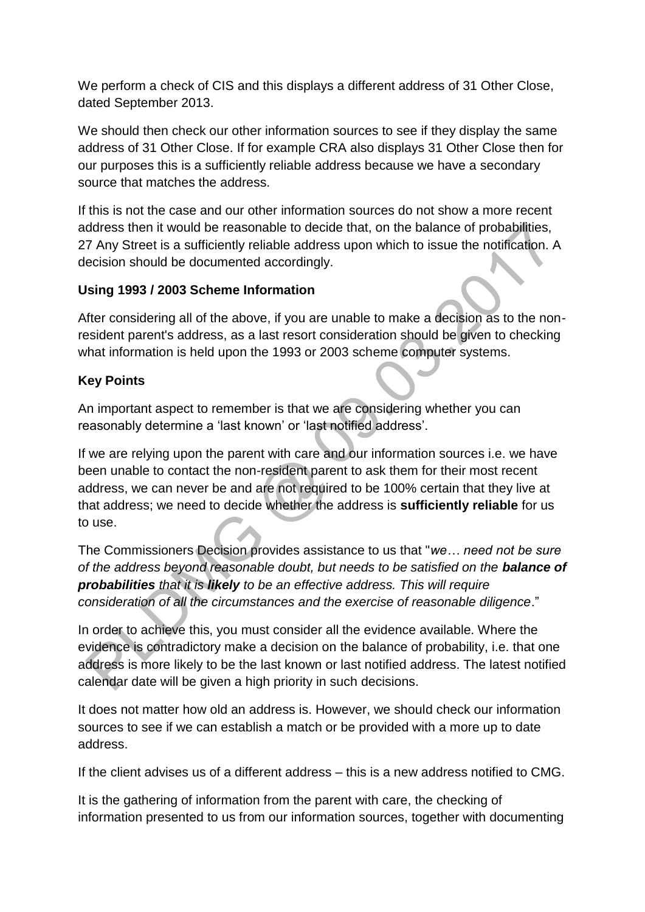We perform a check of CIS and this displays a different address of 31 Other Close, dated September 2013.

We should then check our other information sources to see if they display the same address of 31 Other Close. If for example CRA also displays 31 Other Close then for our purposes this is a sufficiently reliable address because we have a secondary source that matches the address.

If this is not the case and our other information sources do not show a more recent address then it would be reasonable to decide that, on the balance of probabilities, 27 Any Street is a sufficiently reliable address upon which to issue the notification. A decision should be documented accordingly.

**Using 1993 / 2003 Scheme Information**

After considering all of the above, if you are unable to make a decision as to the non-resident parent's address, as a last resort consideration should be given to checking what information is held upon the 1993 or 2003 scheme computer systems.

**Key Points**

An important aspect to remember is that we are considering whether you can reasonably determine a 'last known' or 'last notified address'.

If we are relying upon the parent with care and our information sources i.e. we have been unable to contact the non-resident parent to ask them for their most recent address, we can never be and are not required to be 100% certain that they live at that address; we need to decide whether the address is **sufficiently reliable** for us to use.

The Commissioners Decision provides assistance to us that "*we… need not be sure of the address beyond reasonable doubt, but needs to be satisfied on the* ***balance of probabilities*** *that it is* ***likely*** *to be an effective address. This will require consideration of all the circumstances and the exercise of reasonable diligence*."

In order to achieve this, you must consider all the evidence available. Where the evidence is contradictory make a decision on the balance of probability, i.e. that one address is more likely to be the last known or last notified address. The latest notified calendar date will be given a high priority in such decisions.

It does not matter how old an address is. However, we should check our information sources to see if we can establish a match or be provided with a more up to date address.

If the client advises us of a different address – this is a new address notified to CMG.

It is the gathering of information from the parent with care, the checking of information presented to us from our information sources, together with documenting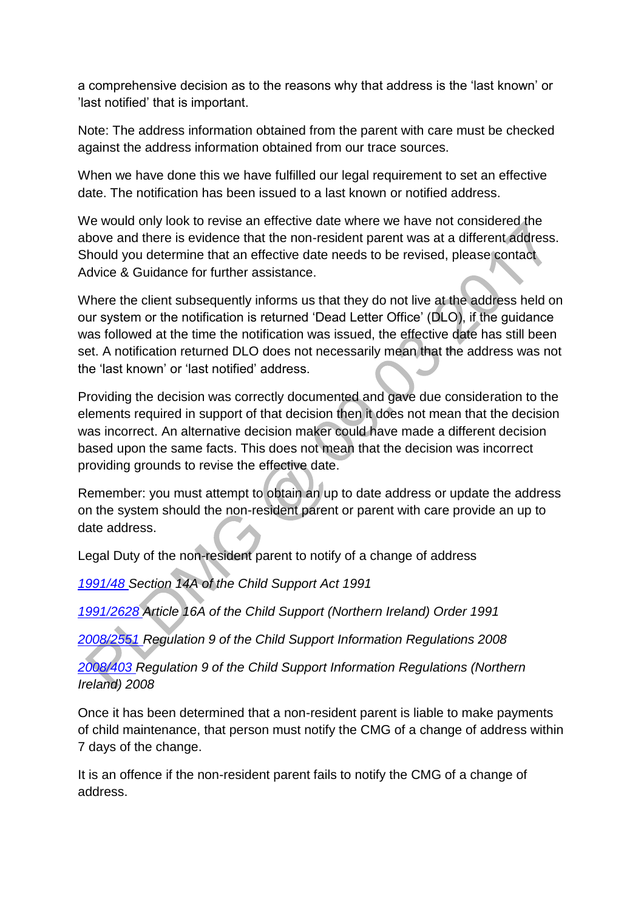a comprehensive decision as to the reasons why that address is the 'last known' or 'last notified' that is important.

Note: The address information obtained from the parent with care must be checked against the address information obtained from our trace sources.

When we have done this we have fulfilled our legal requirement to set an effective date. The notification has been issued to a last known or notified address.

We would only look to revise an effective date where we have not considered the above and there is evidence that the non-resident parent was at a different address. Should you determine that an effective date needs to be revised, please contact Advice & Guidance for further assistance.

Where the client subsequently informs us that they do not live at the address held on our system or the notification is returned 'Dead Letter Office' (DLO), if the guidance was followed at the time the notification was issued, the effective date has still been set. A notification returned DLO does not necessarily mean that the address was not the 'last known' or 'last notified' address.

Providing the decision was correctly documented and gave due consideration to the elements required in support of that decision then it does not mean that the decision was incorrect. An alternative decision maker could have made a different decision based upon the same facts. This does not mean that the decision was incorrect providing grounds to revise the effective date.

Remember: you must attempt to obtain an up to date address or update the address on the system should the non-resident parent or parent with care provide an up to date address.

Legal Duty of the non-resident parent to notify of a change of address

*1991/48 Section 14A of the Child Support Act 1991*

*1991/2628 Article 16A of the Child Support (Northern Ireland) Order 1991*

*2008/2551 Regulation 9 of the Child Support Information Regulations 2008*

*2008/403 Regulation 9 of the Child Support Information Regulations (Northern Ireland) 2008*

Once it has been determined that a non-resident parent is liable to make payments of child maintenance, that person must notify the CMG of a change of address within 7 days of the change.

It is an offence if the non-resident parent fails to notify the CMG of a change of address.